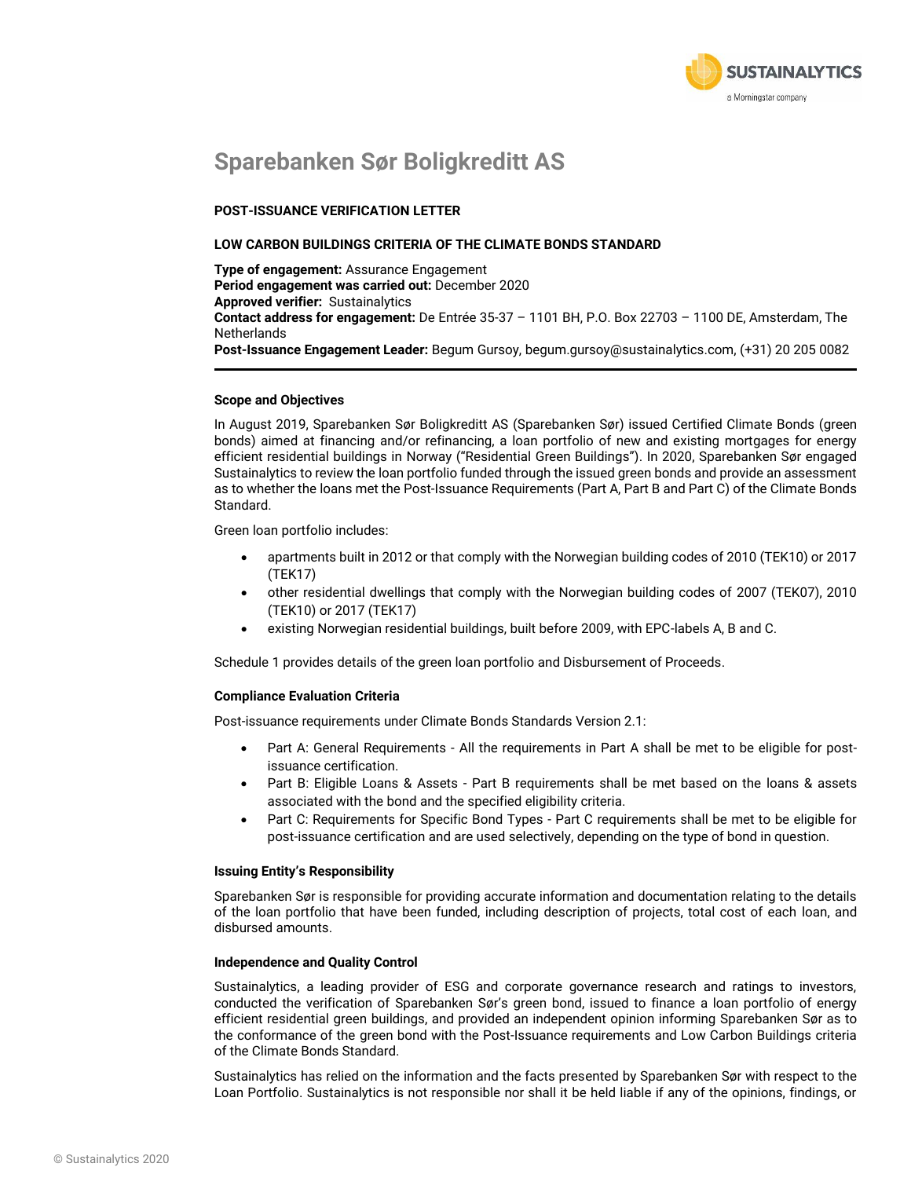# Sparebanken Sør Boligkreditt AS

**POST-ISSUANCE VERIFICATION LETTER**

**LOW CARBON BUILDINGS CRITERIA OF THE CLIMATE BONDS STANDARD**

**Type of engagement:** Assurance Engagement
**Period engagement was carried out:** December 2020
**Approved verifier:** Sustainalytics
**Contact address for engagement:** De Entrée 35-37 – 1101 BH, P.O. Box 22703 – 1100 DE, Amsterdam, The Netherlands
**Post-Issuance Engagement Leader:** Begum Gursoy, begum.gursoy@sustainalytics.com, (+31) 20 205 0082

---

### Scope and Objectives

In August 2019, Sparebanken Sør Boligkreditt AS (Sparebanken Sør) issued Certified Climate Bonds (green bonds) aimed at financing and/or refinancing, a loan portfolio of new and existing mortgages for energy efficient residential buildings in Norway ("Residential Green Buildings"). In 2020, Sparebanken Sør engaged Sustainalytics to review the loan portfolio funded through the issued green bonds and provide an assessment as to whether the loans met the Post-Issuance Requirements (Part A, Part B and Part C) of the Climate Bonds Standard.

Green loan portfolio includes:

- apartments built in 2012 or that comply with the Norwegian building codes of 2010 (TEK10) or 2017 (TEK17)
- other residential dwellings that comply with the Norwegian building codes of 2007 (TEK07), 2010 (TEK10) or 2017 (TEK17)
- existing Norwegian residential buildings, built before 2009, with EPC-labels A, B and C.

Schedule 1 provides details of the green loan portfolio and Disbursement of Proceeds.

### Compliance Evaluation Criteria

Post-issuance requirements under Climate Bonds Standards Version 2.1:

- Part A: General Requirements - All the requirements in Part A shall be met to be eligible for post-issuance certification.
- Part B: Eligible Loans & Assets - Part B requirements shall be met based on the loans & assets associated with the bond and the specified eligibility criteria.
- Part C: Requirements for Specific Bond Types - Part C requirements shall be met to be eligible for post-issuance certification and are used selectively, depending on the type of bond in question.

### Issuing Entity's Responsibility

Sparebanken Sør is responsible for providing accurate information and documentation relating to the details of the loan portfolio that have been funded, including description of projects, total cost of each loan, and disbursed amounts.

### Independence and Quality Control

Sustainalytics, a leading provider of ESG and corporate governance research and ratings to investors, conducted the verification of Sparebanken Sør's green bond, issued to finance a loan portfolio of energy efficient residential green buildings, and provided an independent opinion informing Sparebanken Sør as to the conformance of the green bond with the Post-Issuance requirements and Low Carbon Buildings criteria of the Climate Bonds Standard.

Sustainalytics has relied on the information and the facts presented by Sparebanken Sør with respect to the Loan Portfolio. Sustainalytics is not responsible nor shall it be held liable if any of the opinions, findings, or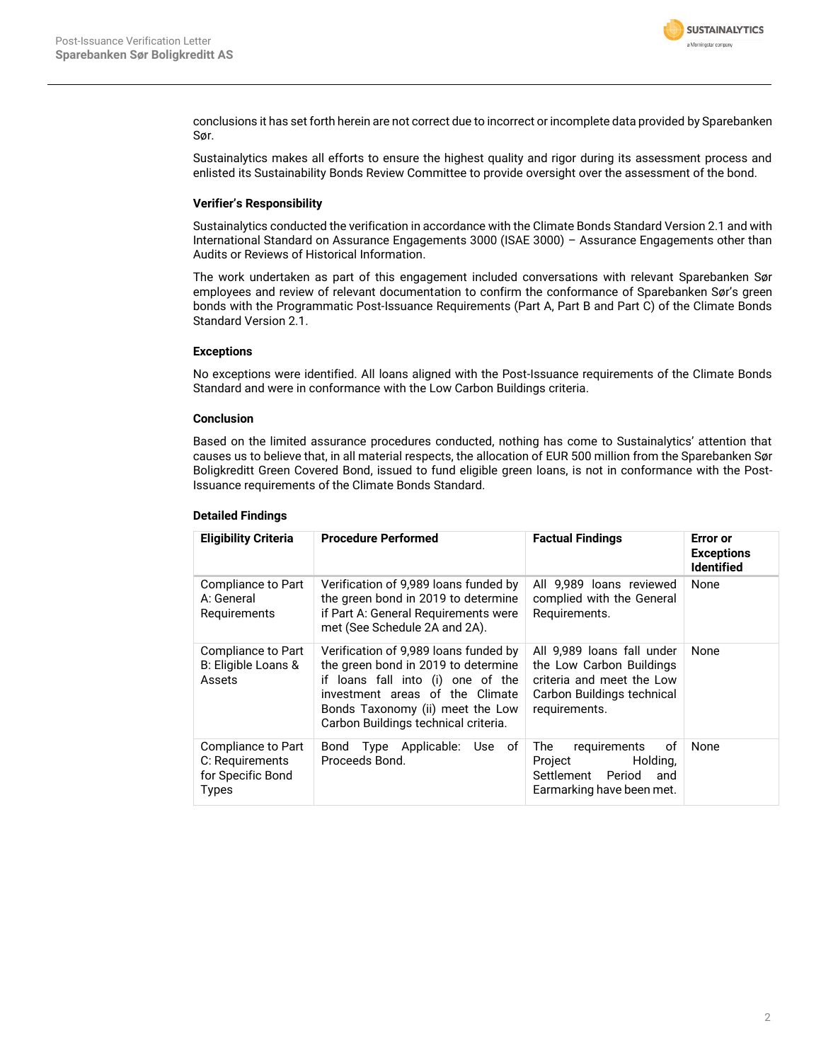conclusions it has set forth herein are not correct due to incorrect or incomplete data provided by Sparebanken Sør.

Sustainalytics makes all efforts to ensure the highest quality and rigor during its assessment process and enlisted its Sustainability Bonds Review Committee to provide oversight over the assessment of the bond.

### Verifier's Responsibility

Sustainalytics conducted the verification in accordance with the Climate Bonds Standard Version 2.1 and with International Standard on Assurance Engagements 3000 (ISAE 3000) – Assurance Engagements other than Audits or Reviews of Historical Information.

The work undertaken as part of this engagement included conversations with relevant Sparebanken Sør employees and review of relevant documentation to confirm the conformance of Sparebanken Sør's green bonds with the Programmatic Post-Issuance Requirements (Part A, Part B and Part C) of the Climate Bonds Standard Version 2.1.

### Exceptions

No exceptions were identified. All loans aligned with the Post-Issuance requirements of the Climate Bonds Standard and were in conformance with the Low Carbon Buildings criteria.

### Conclusion

Based on the limited assurance procedures conducted, nothing has come to Sustainalytics' attention that causes us to believe that, in all material respects, the allocation of EUR 500 million from the Sparebanken Sør Boligkreditt Green Covered Bond, issued to fund eligible green loans, is not in conformance with the Post-Issuance requirements of the Climate Bonds Standard.

### Detailed Findings

| Eligibility Criteria | Procedure Performed | Factual Findings | Error or Exceptions Identified |
|---|---|---|---|
| Compliance to Part A: General Requirements | Verification of 9,989 loans funded by the green bond in 2019 to determine if Part A: General Requirements were met (See Schedule 2A and 2A). | All 9,989 loans reviewed complied with the General Requirements. | None |
| Compliance to Part B: Eligible Loans & Assets | Verification of 9,989 loans funded by the green bond in 2019 to determine if loans fall into (i) one of the investment areas of the Climate Bonds Taxonomy (ii) meet the Low Carbon Buildings technical criteria. | All 9,989 loans fall under the Low Carbon Buildings criteria and meet the Low Carbon Buildings technical requirements. | None |
| Compliance to Part C: Requirements for Specific Bond Types | Bond Type Applicable: Use of Proceeds Bond. | The requirements of Project Holding, Settlement Period and Earmarking have been met. | None |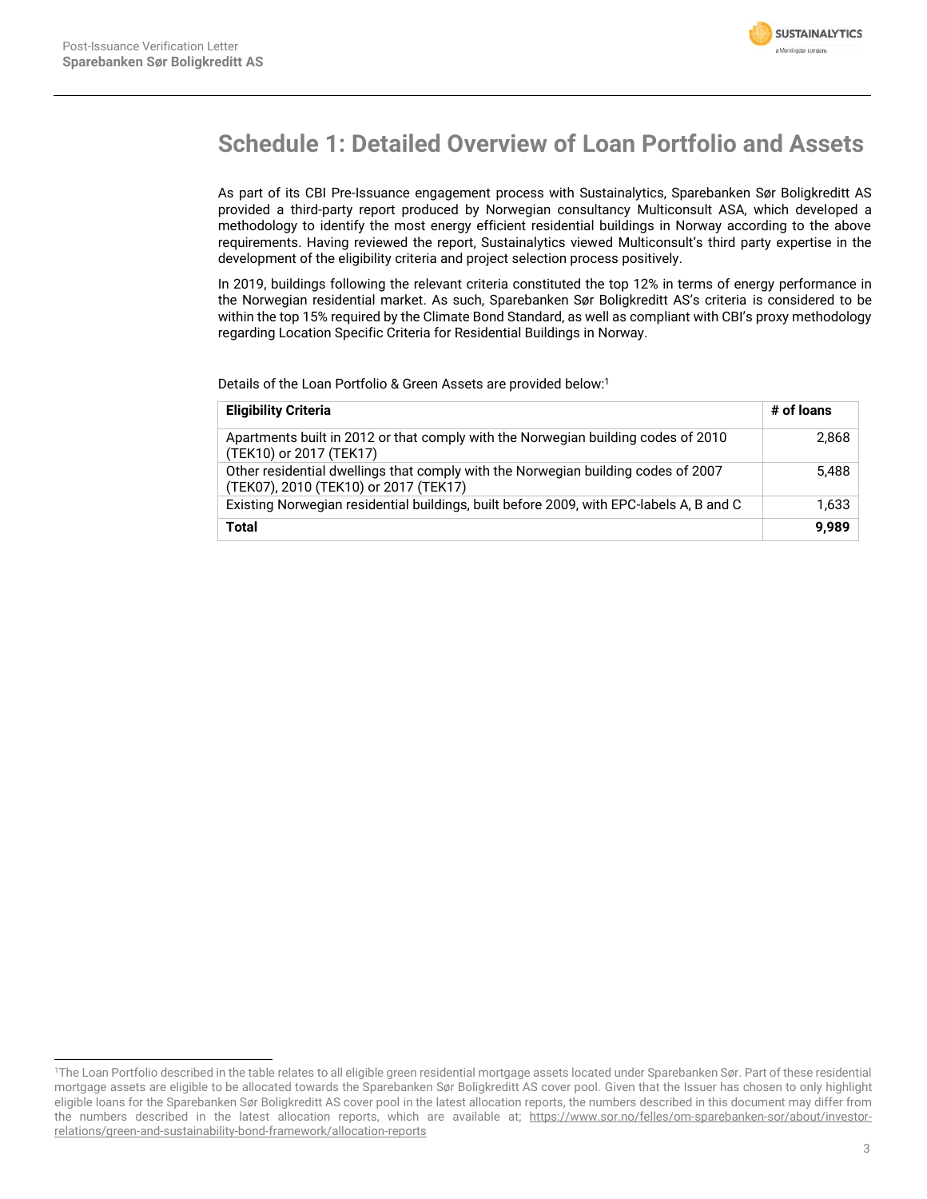## Schedule 1: Detailed Overview of Loan Portfolio and Assets

As part of its CBI Pre-Issuance engagement process with Sustainalytics, Sparebanken Sør Boligkreditt AS provided a third-party report produced by Norwegian consultancy Multiconsult ASA, which developed a methodology to identify the most energy efficient residential buildings in Norway according to the above requirements. Having reviewed the report, Sustainalytics viewed Multiconsult's third party expertise in the development of the eligibility criteria and project selection process positively.

In 2019, buildings following the relevant criteria constituted the top 12% in terms of energy performance in the Norwegian residential market. As such, Sparebanken Sør Boligkreditt AS's criteria is considered to be within the top 15% required by the Climate Bond Standard, as well as compliant with CBI's proxy methodology regarding Location Specific Criteria for Residential Buildings in Norway.

Details of the Loan Portfolio & Green Assets are provided below:[1]

| **Eligibility Criteria** | **# of loans** |
|---|---:|
| Apartments built in 2012 or that comply with the Norwegian building codes of 2010 (TEK10) or 2017 (TEK17) | 2,868 |
| Other residential dwellings that comply with the Norwegian building codes of 2007 (TEK07), 2010 (TEK10) or 2017 (TEK17) | 5,488 |
| Existing Norwegian residential buildings, built before 2009, with EPC-labels A, B and C | 1,633 |
| **Total** | **9,989** |

[1] The Loan Portfolio described in the table relates to all eligible green residential mortgage assets located under Sparebanken Sør. Part of these residential mortgage assets are eligible to be allocated towards the Sparebanken Sør Boligkreditt AS cover pool. Given that the Issuer has chosen to only highlight eligible loans for the Sparebanken Sør Boligkreditt AS cover pool in the latest allocation reports, the numbers described in this document may differ from the numbers described in the latest allocation reports, which are available at; https://www.sor.no/felles/om-sparebanken-sor/about/investor-relations/green-and-sustainability-bond-framework/allocation-reports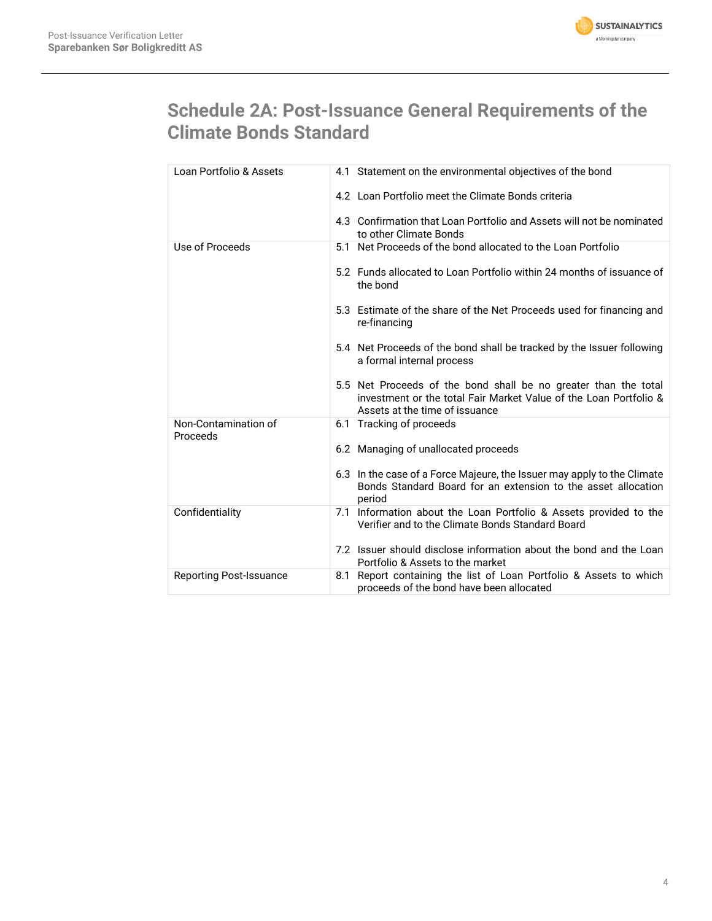# Schedule 2A: Post-Issuance General Requirements of the Climate Bonds Standard

| | |
|---|---|
| Loan Portfolio & Assets | 4.1 Statement on the environmental objectives of the bond<br><br>4.2 Loan Portfolio meet the Climate Bonds criteria<br><br>4.3 Confirmation that Loan Portfolio and Assets will not be nominated to other Climate Bonds |
| Use of Proceeds | 5.1 Net Proceeds of the bond allocated to the Loan Portfolio<br><br>5.2 Funds allocated to Loan Portfolio within 24 months of issuance of the bond<br><br>5.3 Estimate of the share of the Net Proceeds used for financing and re-financing<br><br>5.4 Net Proceeds of the bond shall be tracked by the Issuer following a formal internal process<br><br>5.5 Net Proceeds of the bond shall be no greater than the total investment or the total Fair Market Value of the Loan Portfolio & Assets at the time of issuance |
| Non-Contamination of Proceeds | 6.1 Tracking of proceeds<br><br>6.2 Managing of unallocated proceeds<br><br>6.3 In the case of a Force Majeure, the Issuer may apply to the Climate Bonds Standard Board for an extension to the asset allocation period |
| Confidentiality | 7.1 Information about the Loan Portfolio & Assets provided to the Verifier and to the Climate Bonds Standard Board<br><br>7.2 Issuer should disclose information about the bond and the Loan Portfolio & Assets to the market |
| Reporting Post-Issuance | 8.1 Report containing the list of Loan Portfolio & Assets to which proceeds of the bond have been allocated |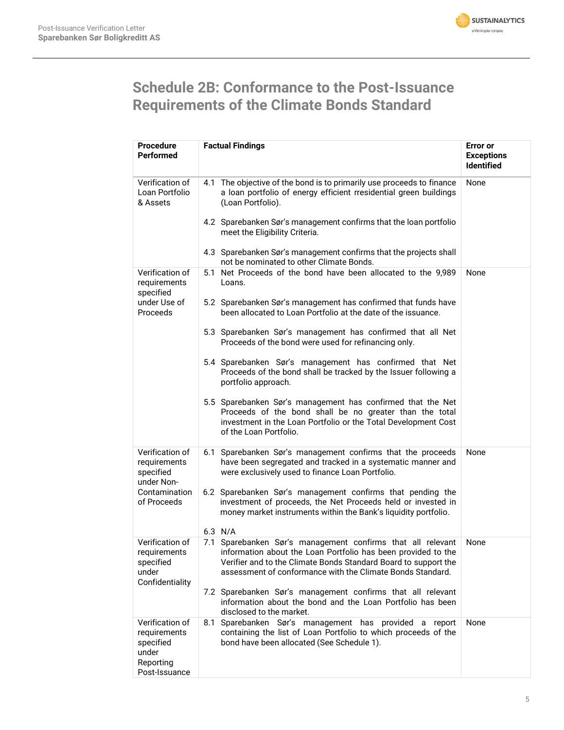# Schedule 2B: Conformance to the Post-Issuance Requirements of the Climate Bonds Standard

| Procedure Performed | Factual Findings | Error or Exceptions Identified |
|---|---|---|
| Verification of Loan Portfolio & Assets | 4.1 The objective of the bond is to primarily use proceeds to finance a loan portfolio of energy efficient rresidential green buildings (Loan Portfolio).<br><br>4.2 Sparebanken Sør's management confirms that the loan portfolio meet the Eligibility Criteria.<br><br>4.3 Sparebanken Sør's management confirms that the projects shall not be nominated to other Climate Bonds. | None |
| Verification of requirements specified under Use of Proceeds | 5.1 Net Proceeds of the bond have been allocated to the 9,989 Loans.<br><br>5.2 Sparebanken Sør's management has confirmed that funds have been allocated to Loan Portfolio at the date of the issuance.<br><br>5.3 Sparebanken Sør's management has confirmed that all Net Proceeds of the bond were used for refinancing only.<br><br>5.4 Sparebanken Sør's management has confirmed that Net Proceeds of the bond shall be tracked by the Issuer following a portfolio approach.<br><br>5.5 Sparebanken Sør's management has confirmed that the Net Proceeds of the bond shall be no greater than the total investment in the Loan Portfolio or the Total Development Cost of the Loan Portfolio. | None |
| Verification of requirements specified under Non-Contamination of Proceeds | 6.1 Sparebanken Sør's management confirms that the proceeds have been segregated and tracked in a systematic manner and were exclusively used to finance Loan Portfolio.<br><br>6.2 Sparebanken Sør's management confirms that pending the investment of proceeds, the Net Proceeds held or invested in money market instruments within the Bank's liquidity portfolio.<br><br>6.3 N/A | None |
| Verification of requirements specified under Confidentiality | 7.1 Sparebanken Sør's management confirms that all relevant information about the Loan Portfolio has been provided to the Verifier and to the Climate Bonds Standard Board to support the assessment of conformance with the Climate Bonds Standard.<br><br>7.2 Sparebanken Sør's management confirms that all relevant information about the bond and the Loan Portfolio has been disclosed to the market. | None |
| Verification of requirements specified under Reporting Post-Issuance | 8.1 Sparebanken Sør's management has provided a report containing the list of Loan Portfolio to which proceeds of the bond have been allocated (See Schedule 1). | None |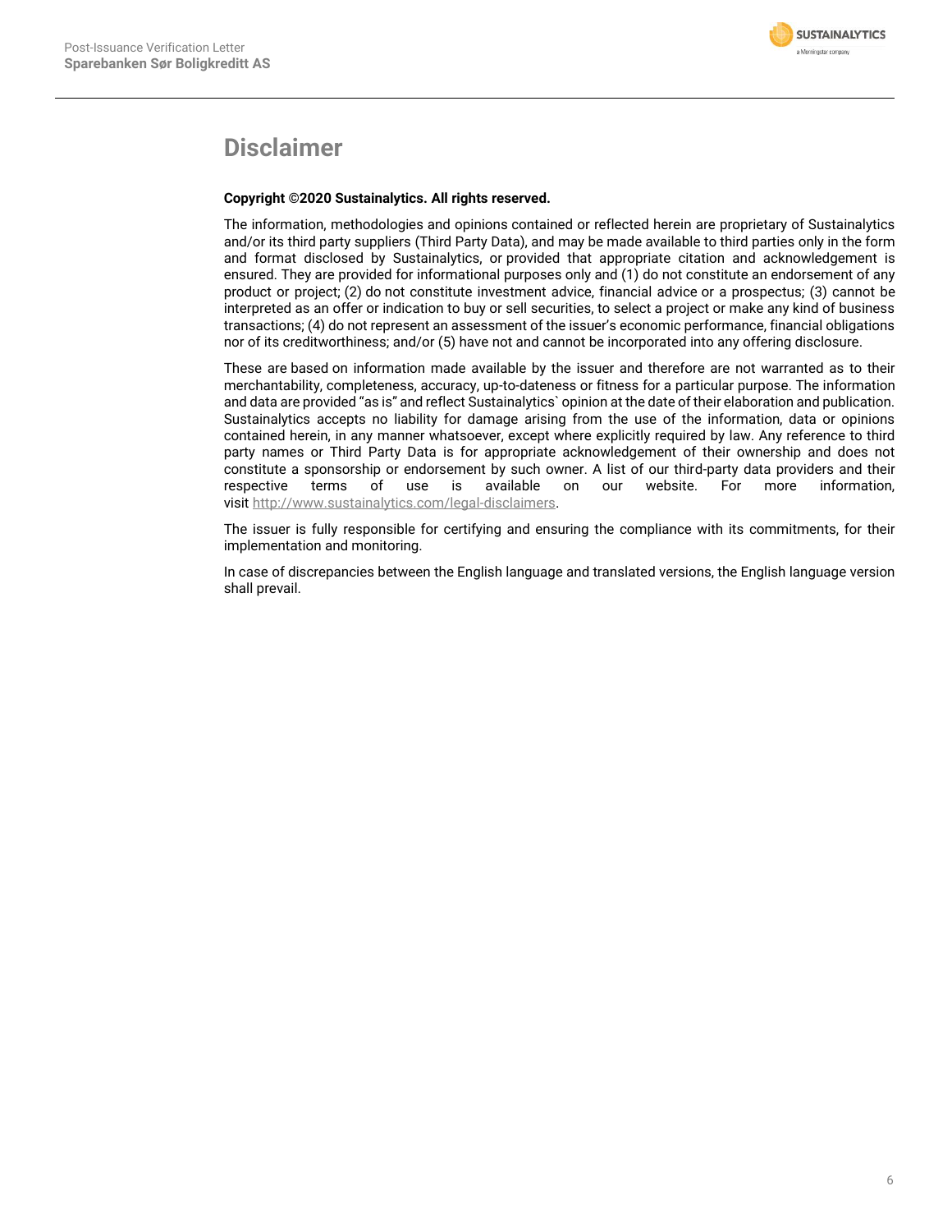# Disclaimer

**Copyright ©2020 Sustainalytics. All rights reserved.**

The information, methodologies and opinions contained or reflected herein are proprietary of Sustainalytics and/or its third party suppliers (Third Party Data), and may be made available to third parties only in the form and format disclosed by Sustainalytics, or provided that appropriate citation and acknowledgement is ensured. They are provided for informational purposes only and (1) do not constitute an endorsement of any product or project; (2) do not constitute investment advice, financial advice or a prospectus; (3) cannot be interpreted as an offer or indication to buy or sell securities, to select a project or make any kind of business transactions; (4) do not represent an assessment of the issuer's economic performance, financial obligations nor of its creditworthiness; and/or (5) have not and cannot be incorporated into any offering disclosure.

These are based on information made available by the issuer and therefore are not warranted as to their merchantability, completeness, accuracy, up-to-dateness or fitness for a particular purpose. The information and data are provided "as is" and reflect Sustainalytics` opinion at the date of their elaboration and publication. Sustainalytics accepts no liability for damage arising from the use of the information, data or opinions contained herein, in any manner whatsoever, except where explicitly required by law. Any reference to third party names or Third Party Data is for appropriate acknowledgement of their ownership and does not constitute a sponsorship or endorsement by such owner. A list of our third-party data providers and their respective terms of use is available on our website. For more information, visit http://www.sustainalytics.com/legal-disclaimers.

The issuer is fully responsible for certifying and ensuring the compliance with its commitments, for their implementation and monitoring.

In case of discrepancies between the English language and translated versions, the English language version shall prevail.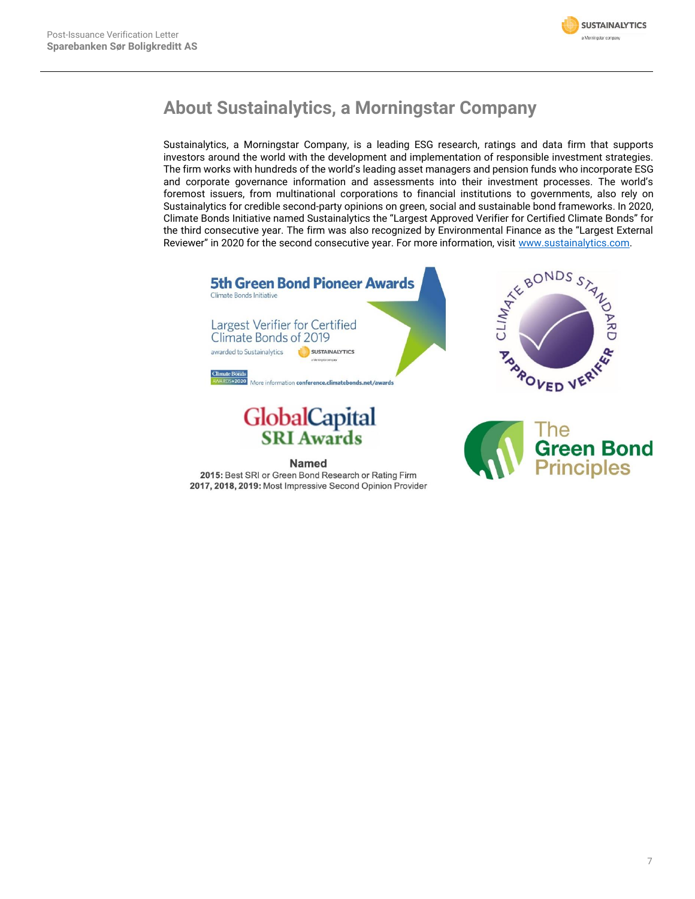## About Sustainalytics, a Morningstar Company

Sustainalytics, a Morningstar Company, is a leading ESG research, ratings and data firm that supports investors around the world with the development and implementation of responsible investment strategies. The firm works with hundreds of the world's leading asset managers and pension funds who incorporate ESG and corporate governance information and assessments into their investment processes. The world's foremost issuers, from multinational corporations to financial institutions to governments, also rely on Sustainalytics for credible second-party opinions on green, social and sustainable bond frameworks. In 2020, Climate Bonds Initiative named Sustainalytics the "Largest Approved Verifier for Certified Climate Bonds" for the third consecutive year. The firm was also recognized by Environmental Finance as the "Largest External Reviewer" in 2020 for the second consecutive year. For more information, visit www.sustainalytics.com.

5th Green Bond Pioneer Awards
Climate Bonds Initiative

Largest Verifier for Certified Climate Bonds of 2019
awarded to Sustainalytics

More information conference.climatebonds.net/awards

Climate Bonds Standard Approved Verifier

GlobalCapital SRI Awards

**Named**
**2015:** Best SRI or Green Bond Research or Rating Firm
**2017, 2018, 2019:** Most Impressive Second Opinion Provider

The Green Bond Principles